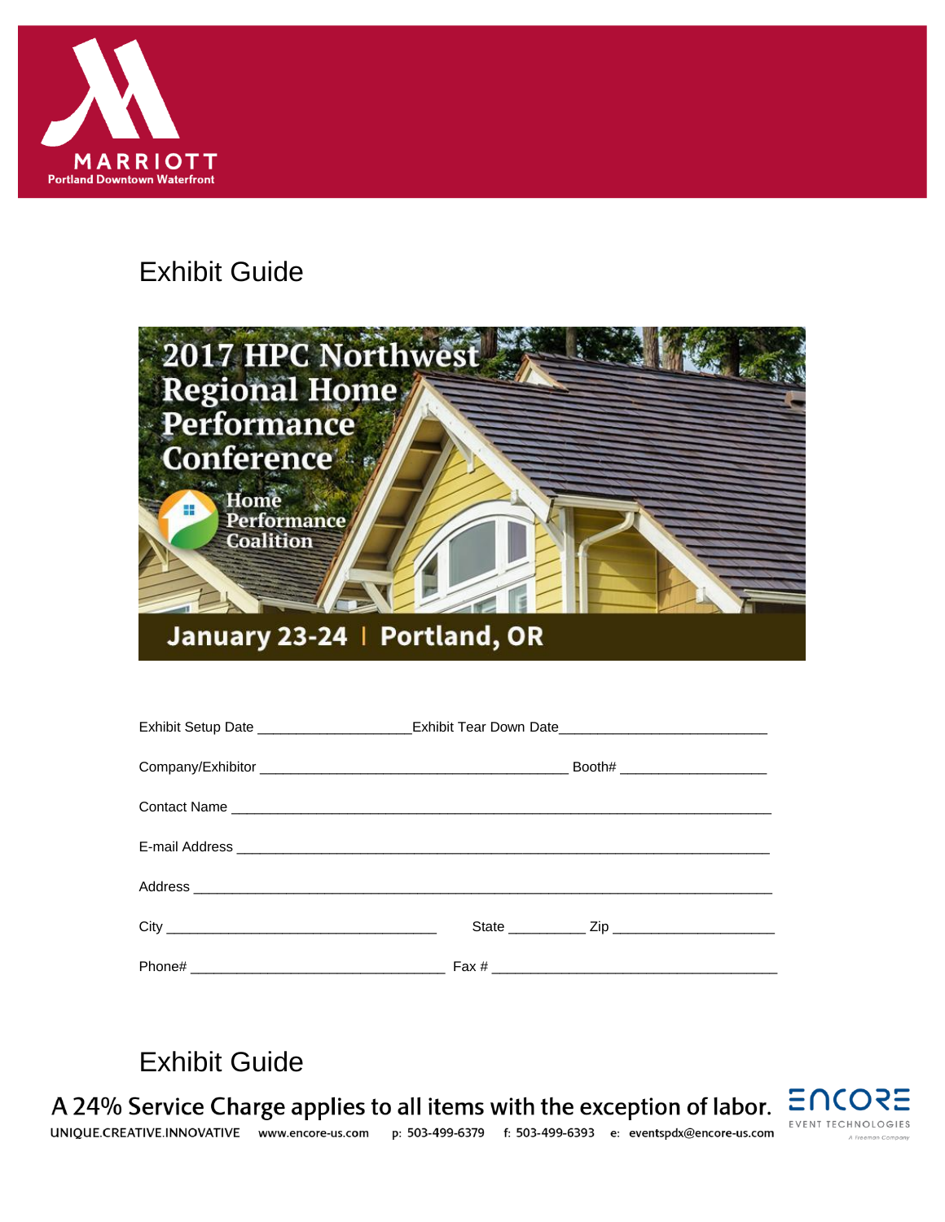MARRIOTT
Portland Downtown Waterfront

# Exhibit Guide

2017 HPC Northwest Regional Home Performance Conference

Home Performance Coalition

January 23-24 | Portland, OR

Exhibit Setup Date ____________________ Exhibit Tear Down Date ___________________________

Company/Exhibitor ________________________________________ Booth# ___________________

Contact Name _______________________________________________________________________

E-mail Address ______________________________________________________________________

Address ____________________________________________________________________________

City ___________________________________ State __________ Zip _____________________

Phone# _________________________________ Fax # _____________________________________

# Exhibit Guide

**A 24% Service Charge applies to all items with the exception of labor.**

UNIQUE.CREATIVE.INNOVATIVE www.encore-us.com p: 503-499-6379 f: 503-499-6393 e: eventspdx@encore-us.com

ENCORE EVENT TECHNOLOGIES
A Freeman Company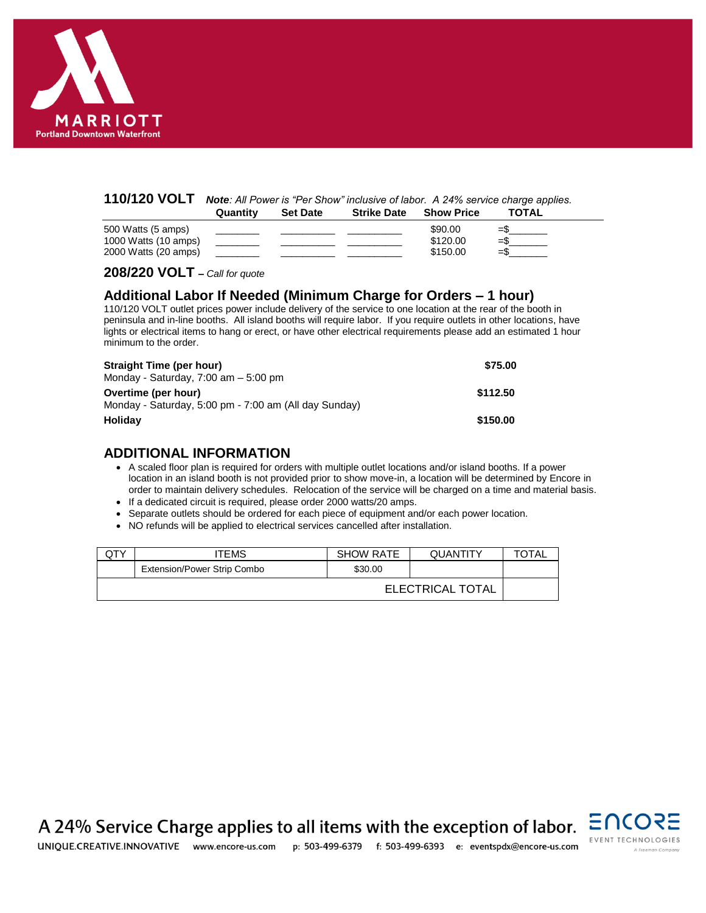MARRIOTT
Portland Downtown Waterfront

## 110/120 VOLT *Note: All Power is "Per Show" inclusive of labor. A 24% service charge applies.*

| | Quantity | Set Date | Strike Date | Show Price | TOTAL |
|---|---|---|---|---|---|
| 500 Watts (5 amps) | _______ | _________ | _________ | $90.00 | =$______ |
| 1000 Watts (10 amps) | _______ | _________ | _________ | $120.00 | =$______ |
| 2000 Watts (20 amps) | _______ | _________ | _________ | $150.00 | =$______ |

## 208/220 VOLT – *Call for quote*

## Additional Labor If Needed (Minimum Charge for Orders – 1 hour)

110/120 VOLT outlet prices power include delivery of the service to one location at the rear of the booth in peninsula and in-line booths. All island booths will require labor. If you require outlets in other locations, have lights or electrical items to hang or erect, or have other electrical requirements please add an estimated 1 hour minimum to the order.

**Straight Time (per hour)** — **$75.00**
Monday - Saturday, 7:00 am – 5:00 pm

**Overtime (per hour)** — **$112.50**
Monday - Saturday, 5:00 pm - 7:00 am (All day Sunday)

**Holiday** — **$150.00**

## ADDITIONAL INFORMATION

- A scaled floor plan is required for orders with multiple outlet locations and/or island booths. If a power location in an island booth is not provided prior to show move-in, a location will be determined by Encore in order to maintain delivery schedules. Relocation of the service will be charged on a time and material basis.
- If a dedicated circuit is required, please order 2000 watts/20 amps.
- Separate outlets should be ordered for each piece of equipment and/or each power location.
- NO refunds will be applied to electrical services cancelled after installation.

| QTY | ITEMS | SHOW RATE | QUANTITY | TOTAL |
|---|---|---|---|---|
| | Extension/Power Strip Combo | $30.00 | | |
| | | | ELECTRICAL TOTAL | |

A 24% Service Charge applies to all items with the exception of labor.

UNIQUE.CREATIVE.INNOVATIVE www.encore-us.com p: 503-499-6379 f: 503-499-6393 e: eventspdx@encore-us.com

ENCORE EVENT TECHNOLOGIES A Freeman Company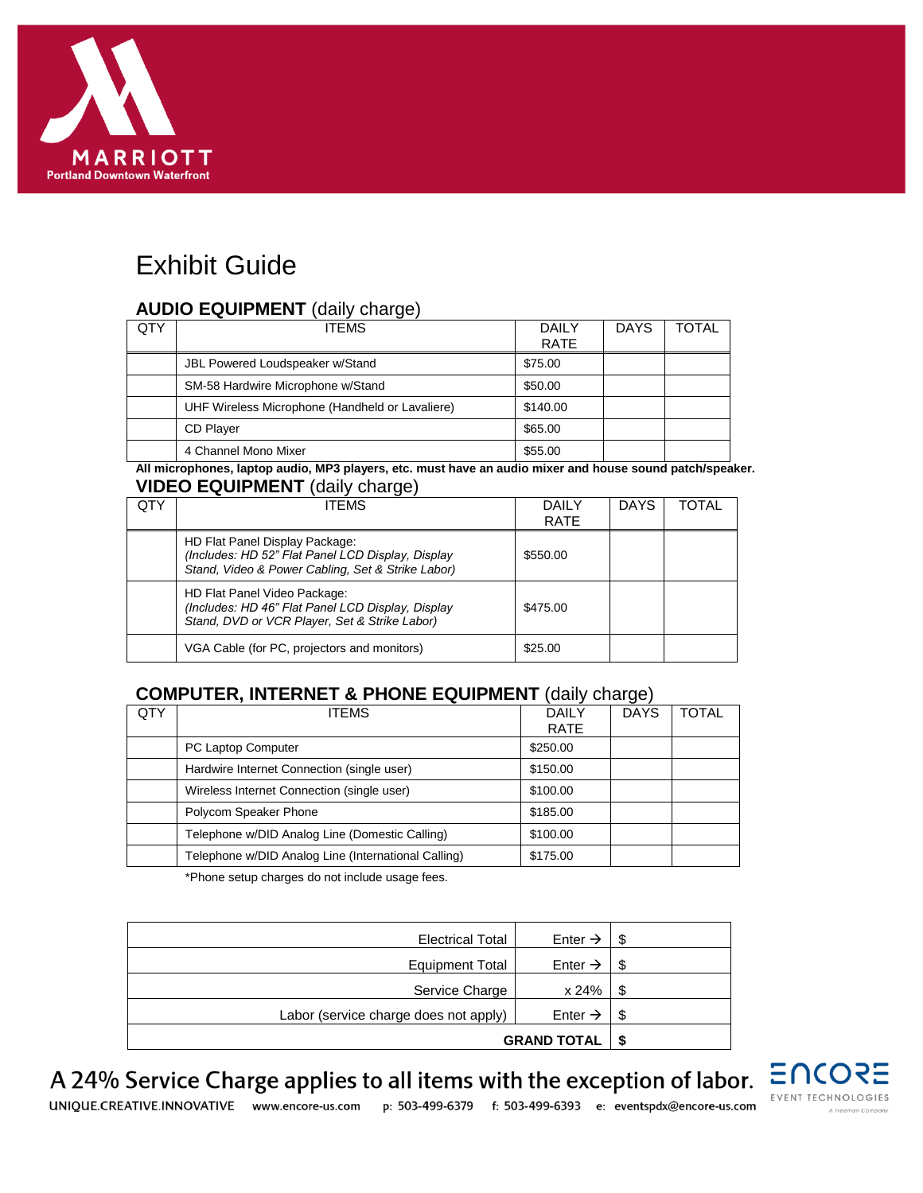MARRIOTT
Portland Downtown Waterfront

# Exhibit Guide

## AUDIO EQUIPMENT (daily charge)

| QTY | ITEMS | DAILY RATE | DAYS | TOTAL |
|---|---|---|---|---|
| | JBL Powered Loudspeaker w/Stand | $75.00 | | |
| | SM-58 Hardwire Microphone w/Stand | $50.00 | | |
| | UHF Wireless Microphone (Handheld or Lavaliere) | $140.00 | | |
| | CD Player | $65.00 | | |
| | 4 Channel Mono Mixer | $55.00 | | |

**All microphones, laptop audio, MP3 players, etc. must have an audio mixer and house sound patch/speaker.**

## VIDEO EQUIPMENT (daily charge)

| QTY | ITEMS | DAILY RATE | DAYS | TOTAL |
|---|---|---|---|---|
| | HD Flat Panel Display Package: *(Includes: HD 52" Flat Panel LCD Display, Display Stand, Video & Power Cabling, Set & Strike Labor)* | $550.00 | | |
| | HD Flat Panel Video Package: *(Includes: HD 46" Flat Panel LCD Display, Display Stand, DVD or VCR Player, Set & Strike Labor)* | $475.00 | | |
| | VGA Cable (for PC, projectors and monitors) | $25.00 | | |

## COMPUTER, INTERNET & PHONE EQUIPMENT (daily charge)

| QTY | ITEMS | DAILY RATE | DAYS | TOTAL |
|---|---|---|---|---|
| | PC Laptop Computer | $250.00 | | |
| | Hardwire Internet Connection (single user) | $150.00 | | |
| | Wireless Internet Connection (single user) | $100.00 | | |
| | Polycom Speaker Phone | $185.00 | | |
| | Telephone w/DID Analog Line (Domestic Calling) | $100.00 | | |
| | Telephone w/DID Analog Line (International Calling) | $175.00 | | |

*Phone setup charges do not include usage fees.

| | | |
|---|---|---|
| Electrical Total | Enter → | $ |
| Equipment Total | Enter → | $ |
| Service Charge | x 24% | $ |
| Labor (service charge does not apply) | Enter → | $ |
| **GRAND TOTAL** | | **$** |

A 24% Service Charge applies to all items with the exception of labor.

UNIQUE.CREATIVE.INNOVATIVE www.encore-us.com p: 503-499-6379 f: 503-499-6393 e: eventspdx@encore-us.com

ENCORE EVENT TECHNOLOGIES A Freeman Company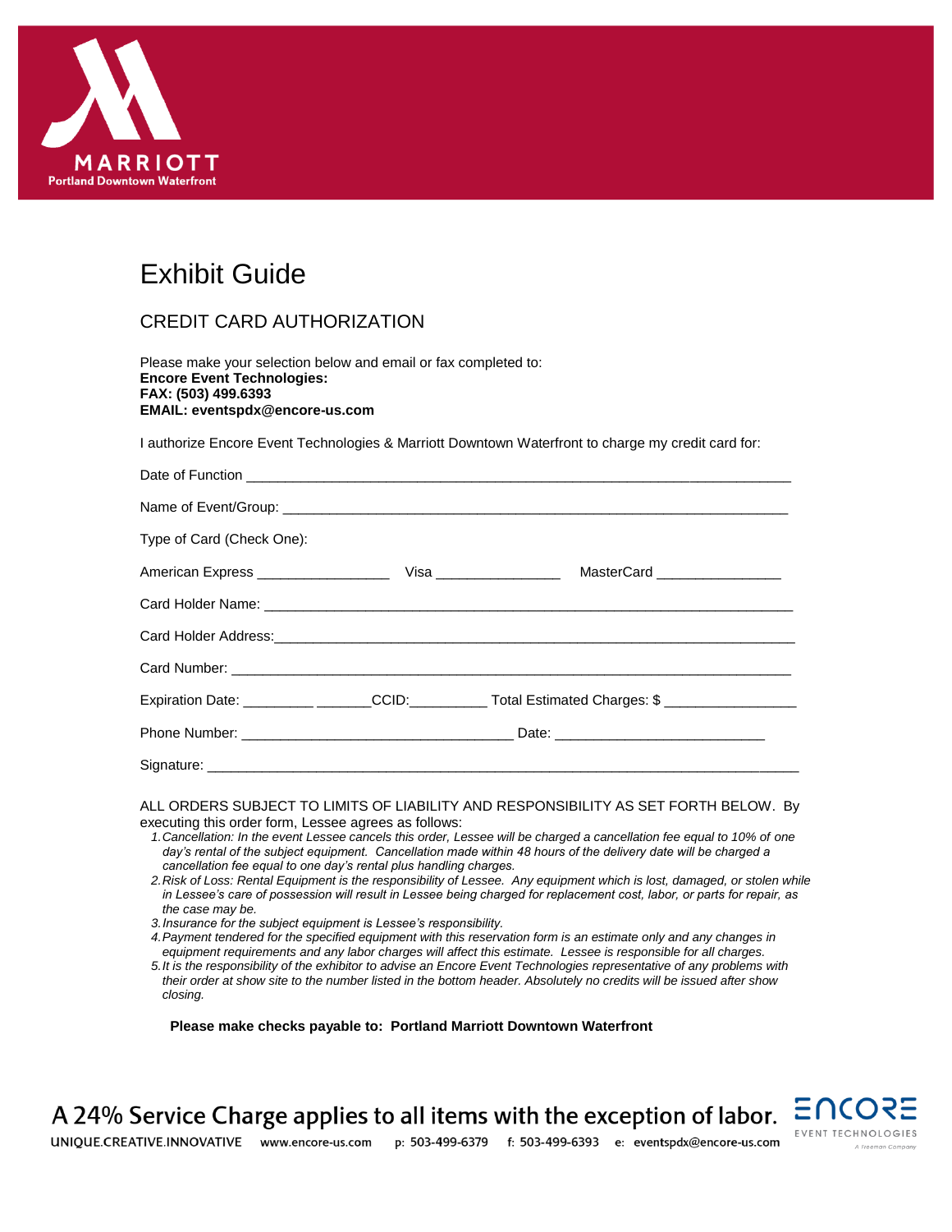MARRIOTT
Portland Downtown Waterfront

# Exhibit Guide

## CREDIT CARD AUTHORIZATION

Please make your selection below and email or fax completed to:
**Encore Event Technologies:**
**FAX: (503) 499.6393**
**EMAIL: eventspdx@encore-us.com**

I authorize Encore Event Technologies & Marriott Downtown Waterfront to charge my credit card for:

Date of Function ___________________________________________________________________

Name of Event/Group: ______________________________________________________________

Type of Card (Check One):

American Express _________________ Visa ________________ MasterCard ________________

Card Holder Name: _________________________________________________________________

Card Holder Address:________________________________________________________________

Card Number: _____________________________________________________________________

Expiration Date: _________ _______CCID:__________ Total Estimated Charges: $ _________________

Phone Number: __________________________________ Date: ___________________________

Signature: ________________________________________________________________________

ALL ORDERS SUBJECT TO LIMITS OF LIABILITY AND RESPONSIBILITY AS SET FORTH BELOW. By executing this order form, Lessee agrees as follows:

1. *Cancellation: In the event Lessee cancels this order, Lessee will be charged a cancellation fee equal to 10% of one day's rental of the subject equipment. Cancellation made within 48 hours of the delivery date will be charged a cancellation fee equal to one day's rental plus handling charges.*
2. *Risk of Loss: Rental Equipment is the responsibility of Lessee. Any equipment which is lost, damaged, or stolen while in Lessee's care of possession will result in Lessee being charged for replacement cost, labor, or parts for repair, as the case may be.*
3. *Insurance for the subject equipment is Lessee's responsibility.*
4. *Payment tendered for the specified equipment with this reservation form is an estimate only and any changes in equipment requirements and any labor charges will affect this estimate. Lessee is responsible for all charges.*
5. *It is the responsibility of the exhibitor to advise an Encore Event Technologies representative of any problems with their order at show site to the number listed in the bottom header. Absolutely no credits will be issued after show closing.*

**Please make checks payable to: Portland Marriott Downtown Waterfront**

A 24% Service Charge applies to all items with the exception of labor.

UNIQUE.CREATIVE.INNOVATIVE www.encore-us.com p: 503-499-6379 f: 503-499-6393 e: eventspdx@encore-us.com

ENCORE EVENT TECHNOLOGIES
A Freeman Company